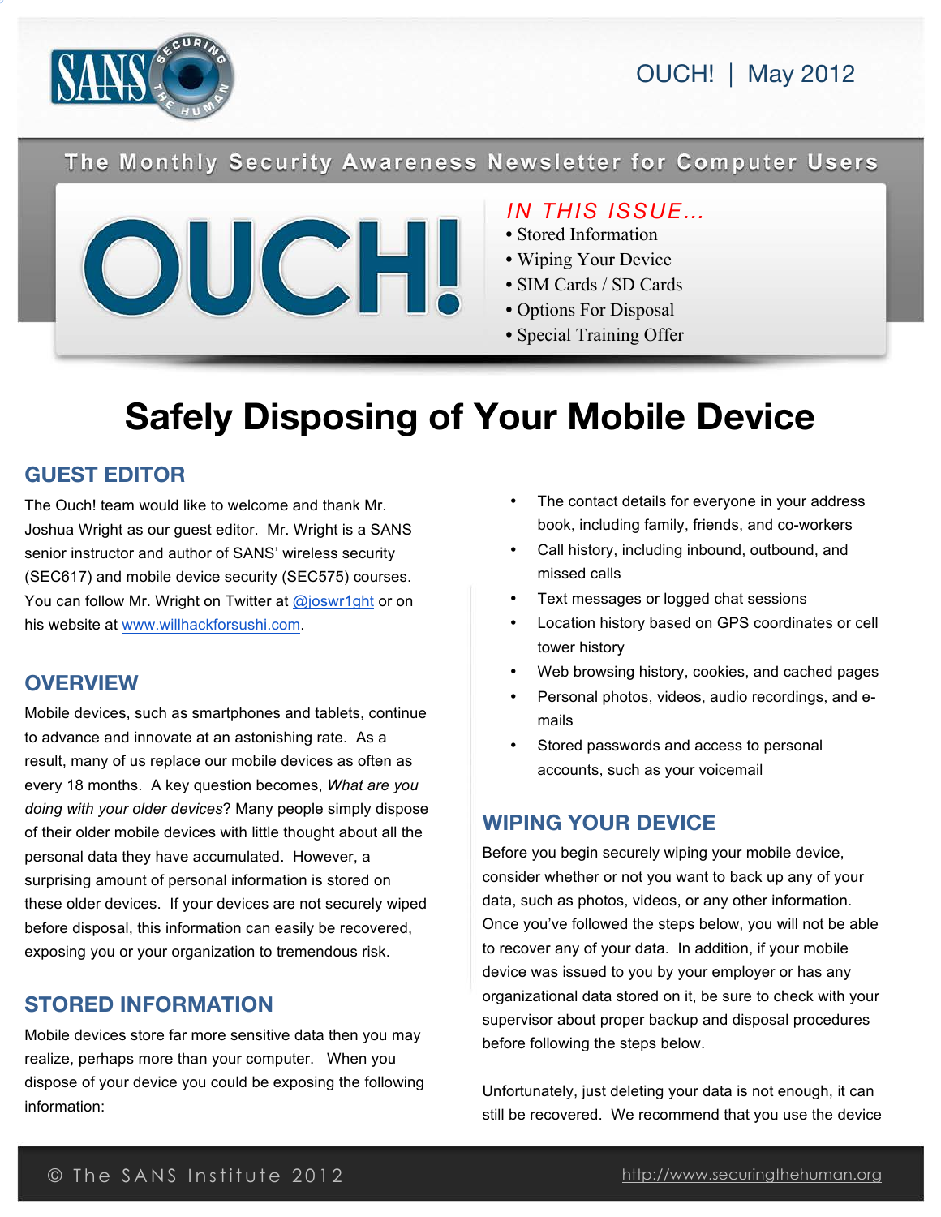OUCH! | May 2012

The Monthly Security Awareness Newsletter for Computer Users

# OUCH!

*IN THIS ISSUE...*
- Stored Information
- Wiping Your Device
- SIM Cards / SD Cards
- Options For Disposal
- Special Training Offer

# Safely Disposing of Your Mobile Device

## GUEST EDITOR

The Ouch! team would like to welcome and thank Mr. Joshua Wright as our guest editor. Mr. Wright is a SANS senior instructor and author of SANS' wireless security (SEC617) and mobile device security (SEC575) courses. You can follow Mr. Wright on Twitter at @joswr1ght or on his website at www.willhackforsushi.com.

## OVERVIEW

Mobile devices, such as smartphones and tablets, continue to advance and innovate at an astonishing rate. As a result, many of us replace our mobile devices as often as every 18 months. A key question becomes, *What are you doing with your older devices*? Many people simply dispose of their older mobile devices with little thought about all the personal data they have accumulated. However, a surprising amount of personal information is stored on these older devices. If your devices are not securely wiped before disposal, this information can easily be recovered, exposing you or your organization to tremendous risk.

## STORED INFORMATION

Mobile devices store far more sensitive data then you may realize, perhaps more than your computer. When you dispose of your device you could be exposing the following information:

- The contact details for everyone in your address book, including family, friends, and co-workers
- Call history, including inbound, outbound, and missed calls
- Text messages or logged chat sessions
- Location history based on GPS coordinates or cell tower history
- Web browsing history, cookies, and cached pages
- Personal photos, videos, audio recordings, and e-mails
- Stored passwords and access to personal accounts, such as your voicemail

## WIPING YOUR DEVICE

Before you begin securely wiping your mobile device, consider whether or not you want to back up any of your data, such as photos, videos, or any other information. Once you've followed the steps below, you will not be able to recover any of your data. In addition, if your mobile device was issued to you by your employer or has any organizational data stored on it, be sure to check with your supervisor about proper backup and disposal procedures before following the steps below.

Unfortunately, just deleting your data is not enough, it can still be recovered. We recommend that you use the device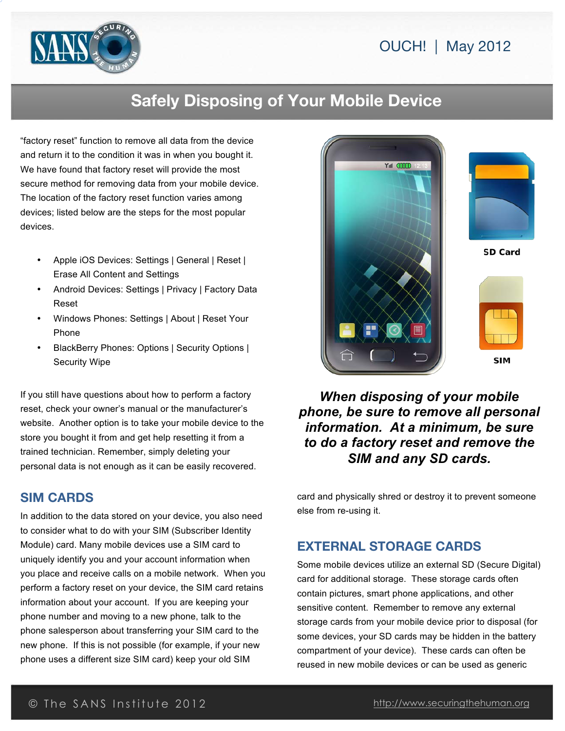## Safely Disposing of Your Mobile Device

"factory reset" function to remove all data from the device and return it to the condition it was in when you bought it. We have found that factory reset will provide the most secure method for removing data from your mobile device. The location of the factory reset function varies among devices; listed below are the steps for the most popular devices.

- Apple iOS Devices: Settings | General | Reset | Erase All Content and Settings
- Android Devices: Settings | Privacy | Factory Data Reset
- Windows Phones: Settings | About | Reset Your Phone
- BlackBerry Phones: Options | Security Options | Security Wipe

If you still have questions about how to perform a factory reset, check your owner's manual or the manufacturer's website. Another option is to take your mobile device to the store you bought it from and get help resetting it from a trained technician. Remember, simply deleting your personal data is not enough as it can be easily recovered.

SD Card

SIM

***When disposing of your mobile phone, be sure to remove all personal information. At a minimum, be sure to do a factory reset and remove the SIM and any SD cards.***

### SIM CARDS

In addition to the data stored on your device, you also need to consider what to do with your SIM (Subscriber Identity Module) card. Many mobile devices use a SIM card to uniquely identify you and your account information when you place and receive calls on a mobile network. When you perform a factory reset on your device, the SIM card retains information about your account. If you are keeping your phone number and moving to a new phone, talk to the phone salesperson about transferring your SIM card to the new phone. If this is not possible (for example, if your new phone uses a different size SIM card) keep your old SIM card and physically shred or destroy it to prevent someone else from re-using it.

### EXTERNAL STORAGE CARDS

Some mobile devices utilize an external SD (Secure Digital) card for additional storage. These storage cards often contain pictures, smart phone applications, and other sensitive content. Remember to remove any external storage cards from your mobile device prior to disposal (for some devices, your SD cards may be hidden in the battery compartment of your device). These cards can often be reused in new mobile devices or can be used as generic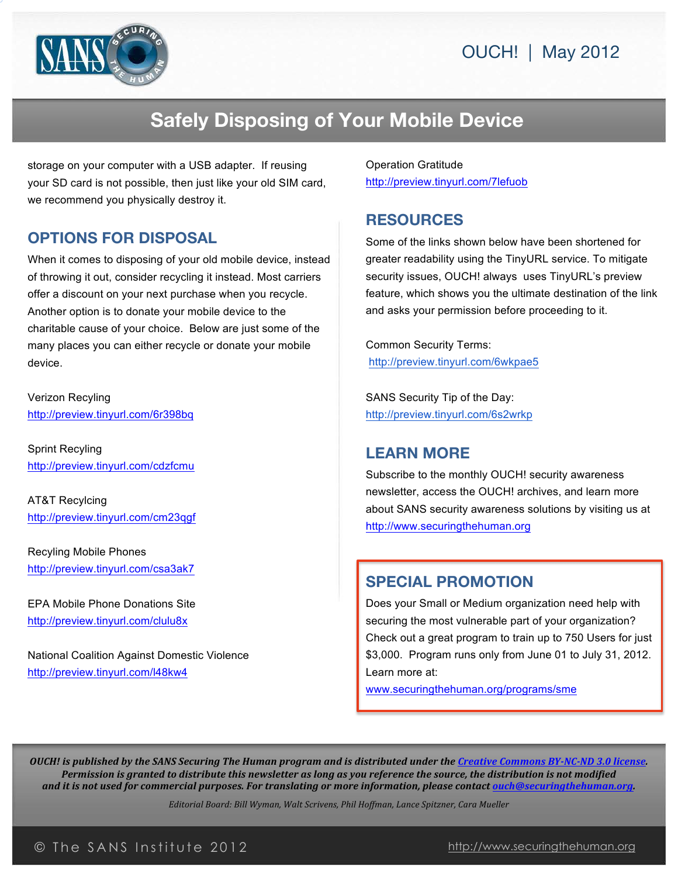storage on your computer with a USB adapter. If reusing your SD card is not possible, then just like your old SIM card, we recommend you physically destroy it.

## OPTIONS FOR DISPOSAL

When it comes to disposing of your old mobile device, instead of throwing it out, consider recycling it instead. Most carriers offer a discount on your next purchase when you recycle. Another option is to donate your mobile device to the charitable cause of your choice. Below are just some of the many places you can either recycle or donate your mobile device.

Verizon Recyling
http://preview.tinyurl.com/6r398bq

Sprint Recyling
http://preview.tinyurl.com/cdzfcmu

AT&T Recylcing
http://preview.tinyurl.com/cm23qgf

Recyling Mobile Phones
http://preview.tinyurl.com/csa3ak7

EPA Mobile Phone Donations Site
http://preview.tinyurl.com/clulu8x

National Coalition Against Domestic Violence
http://preview.tinyurl.com/l48kw4

Operation Gratitude
http://preview.tinyurl.com/7lefuob

## RESOURCES

Some of the links shown below have been shortened for greater readability using the TinyURL service. To mitigate security issues, OUCH! always uses TinyURL's preview feature, which shows you the ultimate destination of the link and asks your permission before proceeding to it.

Common Security Terms:
http://preview.tinyurl.com/6wkpae5

SANS Security Tip of the Day:
http://preview.tinyurl.com/6s2wrkp

## LEARN MORE

Subscribe to the monthly OUCH! security awareness newsletter, access the OUCH! archives, and learn more about SANS security awareness solutions by visiting us at http://www.securingthehuman.org

## SPECIAL PROMOTION

Does your Small or Medium organization need help with securing the most vulnerable part of your organization? Check out a great program to train up to 750 Users for just $3,000. Program runs only from June 01 to July 31, 2012. Learn more at:
www.securingthehuman.org/programs/sme

***OUCH! is published by the SANS Securing The Human program and is distributed under the Creative Commons BY-NC-ND 3.0 license. Permission is granted to distribute this newsletter as long as you reference the source, the distribution is not modified and it is not used for commercial purposes. For translating or more information, please contact ouch@securingthehuman.org.***

*Editorial Board: Bill Wyman, Walt Scrivens, Phil Hoffman, Lance Spitzner, Cara Mueller*

© The SANS Institute 2012 http://www.securingthehuman.org